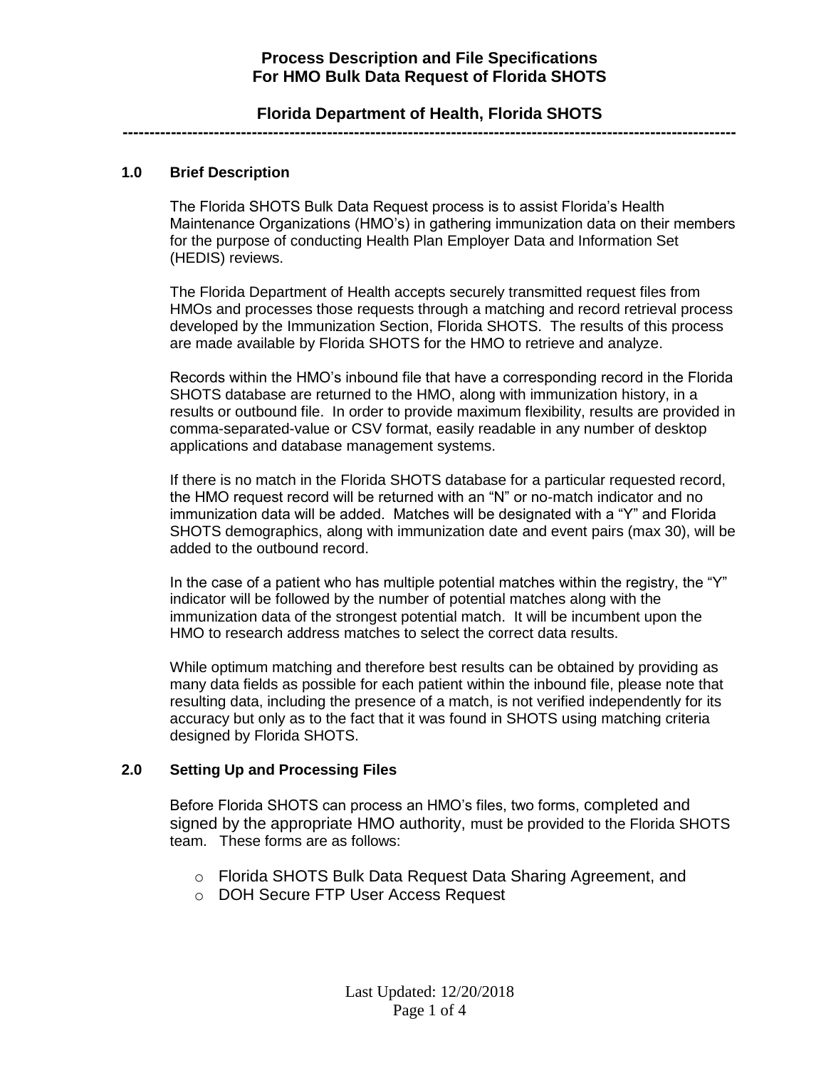# Process Description and File Specifications For HMO Bulk Data Request of Florida SHOTS

## Florida Department of Health, Florida SHOTS

---

### 1.0 Brief Description

The Florida SHOTS Bulk Data Request process is to assist Florida's Health Maintenance Organizations (HMO's) in gathering immunization data on their members for the purpose of conducting Health Plan Employer Data and Information Set (HEDIS) reviews.

The Florida Department of Health accepts securely transmitted request files from HMOs and processes those requests through a matching and record retrieval process developed by the Immunization Section, Florida SHOTS. The results of this process are made available by Florida SHOTS for the HMO to retrieve and analyze.

Records within the HMO's inbound file that have a corresponding record in the Florida SHOTS database are returned to the HMO, along with immunization history, in a results or outbound file. In order to provide maximum flexibility, results are provided in comma-separated-value or CSV format, easily readable in any number of desktop applications and database management systems.

If there is no match in the Florida SHOTS database for a particular requested record, the HMO request record will be returned with an "N" or no-match indicator and no immunization data will be added. Matches will be designated with a "Y" and Florida SHOTS demographics, along with immunization date and event pairs (max 30), will be added to the outbound record.

In the case of a patient who has multiple potential matches within the registry, the "Y" indicator will be followed by the number of potential matches along with the immunization data of the strongest potential match. It will be incumbent upon the HMO to research address matches to select the correct data results.

While optimum matching and therefore best results can be obtained by providing as many data fields as possible for each patient within the inbound file, please note that resulting data, including the presence of a match, is not verified independently for its accuracy but only as to the fact that it was found in SHOTS using matching criteria designed by Florida SHOTS.

### 2.0 Setting Up and Processing Files

Before Florida SHOTS can process an HMO's files, two forms, completed and signed by the appropriate HMO authority, must be provided to the Florida SHOTS team. These forms are as follows:

- Florida SHOTS Bulk Data Request Data Sharing Agreement, and
- DOH Secure FTP User Access Request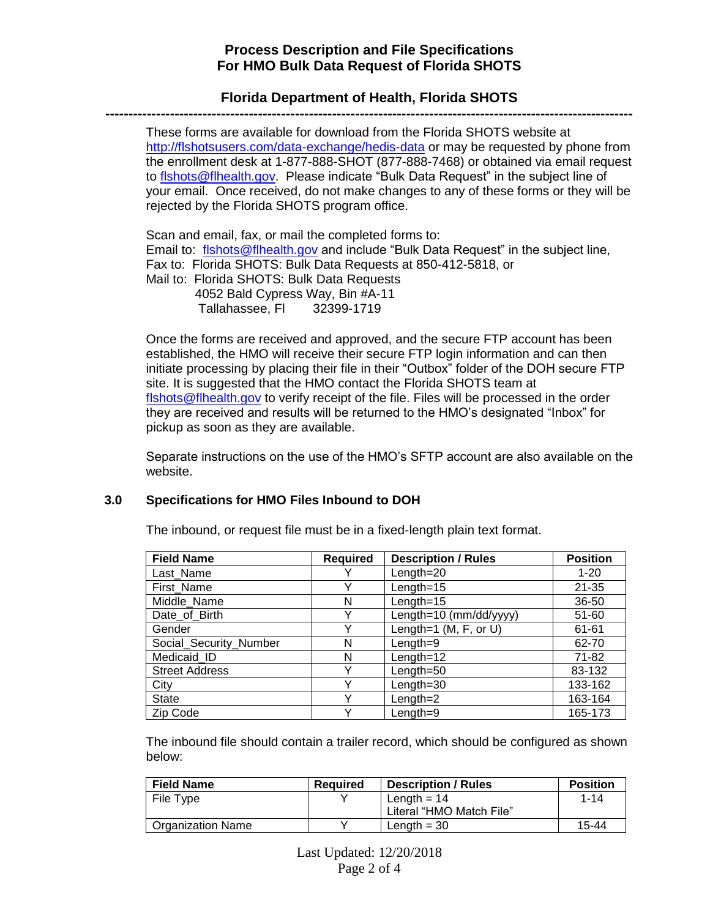## Process Description and File Specifications For HMO Bulk Data Request of Florida SHOTS

## Florida Department of Health, Florida SHOTS

---

These forms are available for download from the Florida SHOTS website at http://flshotsusers.com/data-exchange/hedis-data or may be requested by phone from the enrollment desk at 1-877-888-SHOT (877-888-7468) or obtained via email request to flshots@flhealth.gov. Please indicate "Bulk Data Request" in the subject line of your email. Once received, do not make changes to any of these forms or they will be rejected by the Florida SHOTS program office.

Scan and email, fax, or mail the completed forms to:
Email to: flshots@flhealth.gov and include "Bulk Data Request" in the subject line,
Fax to: Florida SHOTS: Bulk Data Requests at 850-412-5818, or
Mail to: Florida SHOTS: Bulk Data Requests
4052 Bald Cypress Way, Bin #A-11
Tallahassee, Fl 32399-1719

Once the forms are received and approved, and the secure FTP account has been established, the HMO will receive their secure FTP login information and can then initiate processing by placing their file in their "Outbox" folder of the DOH secure FTP site. It is suggested that the HMO contact the Florida SHOTS team at flshots@flhealth.gov to verify receipt of the file. Files will be processed in the order they are received and results will be returned to the HMO's designated "Inbox" for pickup as soon as they are available.

Separate instructions on the use of the HMO's SFTP account are also available on the website.

### 3.0 Specifications for HMO Files Inbound to DOH

The inbound, or request file must be in a fixed-length plain text format.

| Field Name | Required | Description / Rules | Position |
|---|---|---|---|
| Last_Name | Y | Length=20 | 1-20 |
| First_Name | Y | Length=15 | 21-35 |
| Middle_Name | N | Length=15 | 36-50 |
| Date_of_Birth | Y | Length=10 (mm/dd/yyyy) | 51-60 |
| Gender | Y | Length=1 (M, F, or U) | 61-61 |
| Social_Security_Number | N | Length=9 | 62-70 |
| Medicaid_ID | N | Length=12 | 71-82 |
| Street Address | Y | Length=50 | 83-132 |
| City | Y | Length=30 | 133-162 |
| State | Y | Length=2 | 163-164 |
| Zip Code | Y | Length=9 | 165-173 |

The inbound file should contain a trailer record, which should be configured as shown below:

| Field Name | Required | Description / Rules | Position |
|---|---|---|---|
| File Type | Y | Length = 14<br>Literal "HMO Match File" | 1-14 |
| Organization Name | Y | Length = 30 | 15-44 |

Last Updated: 12/20/2018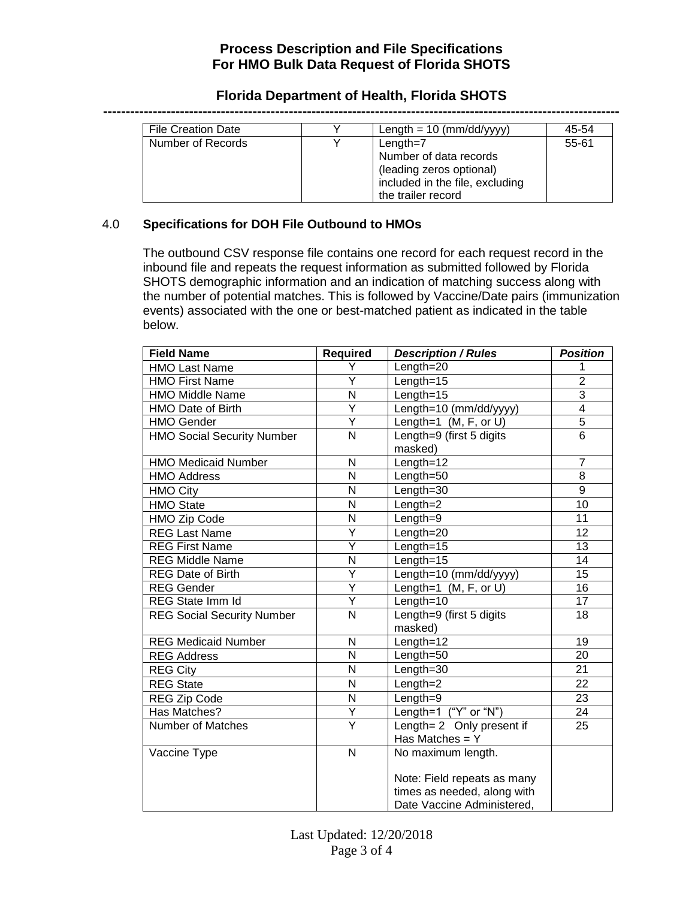| File Creation Date | Y | Length = 10 (mm/dd/yyyy) | 45-54 |
|---|---|---|---|
| Number of Records | Y | Length=7<br>Number of data records (leading zeros optional) included in the file, excluding the trailer record | 55-61 |

## 4.0 Specifications for DOH File Outbound to HMOs

The outbound CSV response file contains one record for each request record in the inbound file and repeats the request information as submitted followed by Florida SHOTS demographic information and an indication of matching success along with the number of potential matches. This is followed by Vaccine/Date pairs (immunization events) associated with the one or best-matched patient as indicated in the table below.

| Field Name | Required | *Description / Rules* | *Position* |
|---|---|---|---|
| HMO Last Name | Y | Length=20 | 1 |
| HMO First Name | Y | Length=15 | 2 |
| HMO Middle Name | N | Length=15 | 3 |
| HMO Date of Birth | Y | Length=10 (mm/dd/yyyy) | 4 |
| HMO Gender | Y | Length=1 (M, F, or U) | 5 |
| HMO Social Security Number | N | Length=9 (first 5 digits masked) | 6 |
| HMO Medicaid Number | N | Length=12 | 7 |
| HMO Address | N | Length=50 | 8 |
| HMO City | N | Length=30 | 9 |
| HMO State | N | Length=2 | 10 |
| HMO Zip Code | N | Length=9 | 11 |
| REG Last Name | Y | Length=20 | 12 |
| REG First Name | Y | Length=15 | 13 |
| REG Middle Name | N | Length=15 | 14 |
| REG Date of Birth | Y | Length=10 (mm/dd/yyyy) | 15 |
| REG Gender | Y | Length=1 (M, F, or U) | 16 |
| REG State Imm Id | Y | Length=10 | 17 |
| REG Social Security Number | N | Length=9 (first 5 digits masked) | 18 |
| REG Medicaid Number | N | Length=12 | 19 |
| REG Address | N | Length=50 | 20 |
| REG City | N | Length=30 | 21 |
| REG State | N | Length=2 | 22 |
| REG Zip Code | N | Length=9 | 23 |
| Has Matches? | Y | Length=1 ("Y" or "N") | 24 |
| Number of Matches | Y | Length= 2 Only present if Has Matches = Y | 25 |
| Vaccine Type | N | No maximum length.<br><br>Note: Field repeats as many times as needed, along with Date Vaccine Administered, | |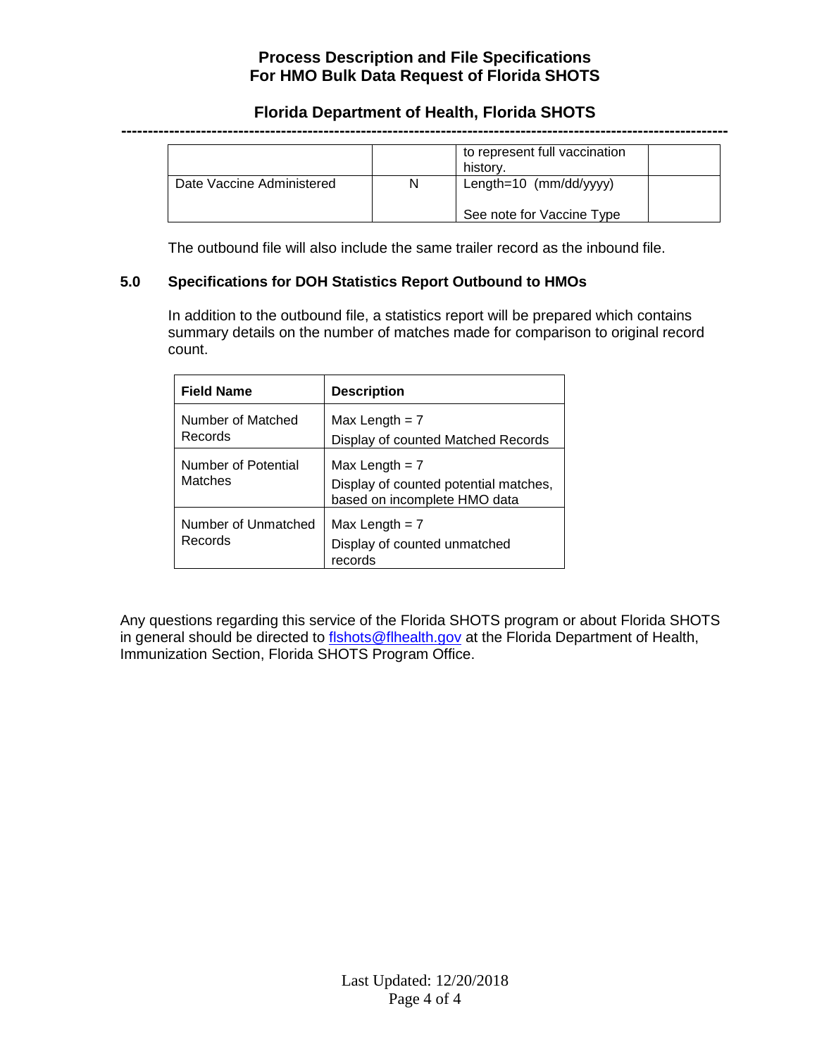| | | | |
|---|---|---|---|
| | | to represent full vaccination history. | |
| Date Vaccine Administered | N | Length=10 (mm/dd/yyyy)<br><br>See note for Vaccine Type | |

The outbound file will also include the same trailer record as the inbound file.

## 5.0 Specifications for DOH Statistics Report Outbound to HMOs

In addition to the outbound file, a statistics report will be prepared which contains summary details on the number of matches made for comparison to original record count.

| Field Name | Description |
|---|---|
| Number of Matched Records | Max Length = 7<br>Display of counted Matched Records |
| Number of Potential Matches | Max Length = 7<br>Display of counted potential matches, based on incomplete HMO data |
| Number of Unmatched Records | Max Length = 7<br>Display of counted unmatched records |

Any questions regarding this service of the Florida SHOTS program or about Florida SHOTS in general should be directed to [flshots@flhealth.gov](mailto:flshots@flhealth.gov) at the Florida Department of Health, Immunization Section, Florida SHOTS Program Office.

Last Updated: 12/20/2018